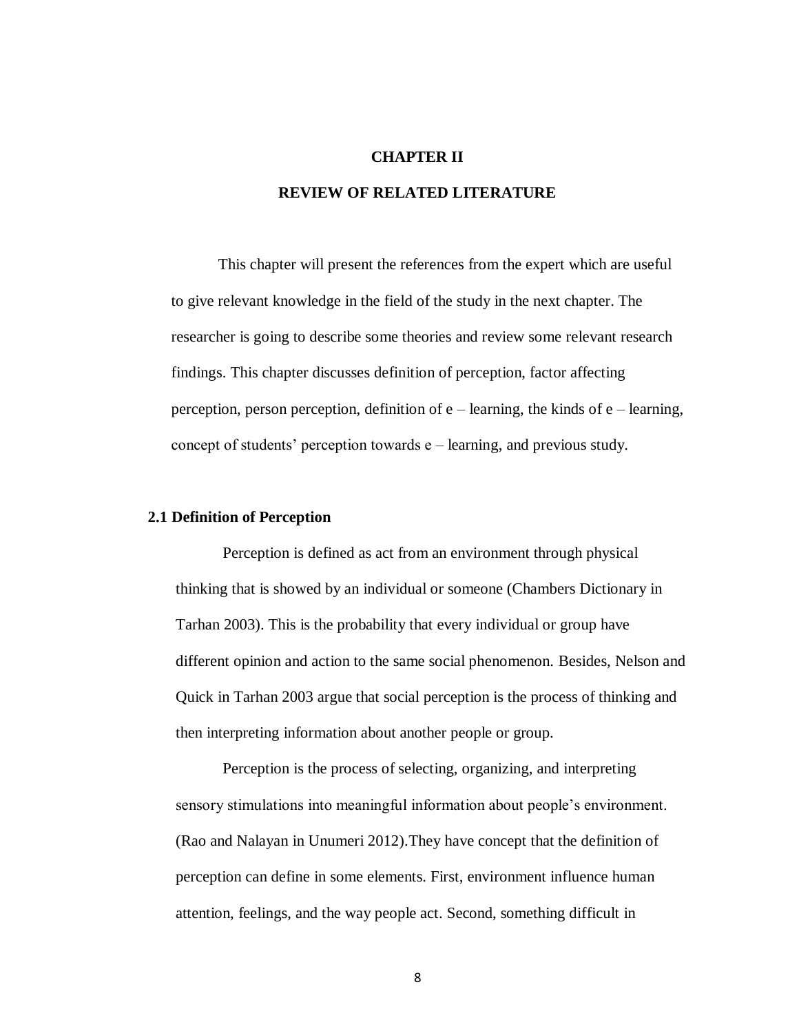# CHAPTER II

# REVIEW OF RELATED LITERATURE

This chapter will present the references from the expert which are useful to give relevant knowledge in the field of the study in the next chapter. The researcher is going to describe some theories and review some relevant research findings. This chapter discusses definition of perception, factor affecting perception, person perception, definition of e – learning, the kinds of e – learning, concept of students' perception towards e – learning, and previous study.

## 2.1 Definition of Perception

Perception is defined as act from an environment through physical thinking that is showed by an individual or someone (Chambers Dictionary in Tarhan 2003). This is the probability that every individual or group have different opinion and action to the same social phenomenon. Besides, Nelson and Quick in Tarhan 2003 argue that social perception is the process of thinking and then interpreting information about another people or group.

Perception is the process of selecting, organizing, and interpreting sensory stimulations into meaningful information about people's environment. (Rao and Nalayan in Unumeri 2012).They have concept that the definition of perception can define in some elements. First, environment influence human attention, feelings, and the way people act. Second, something difficult in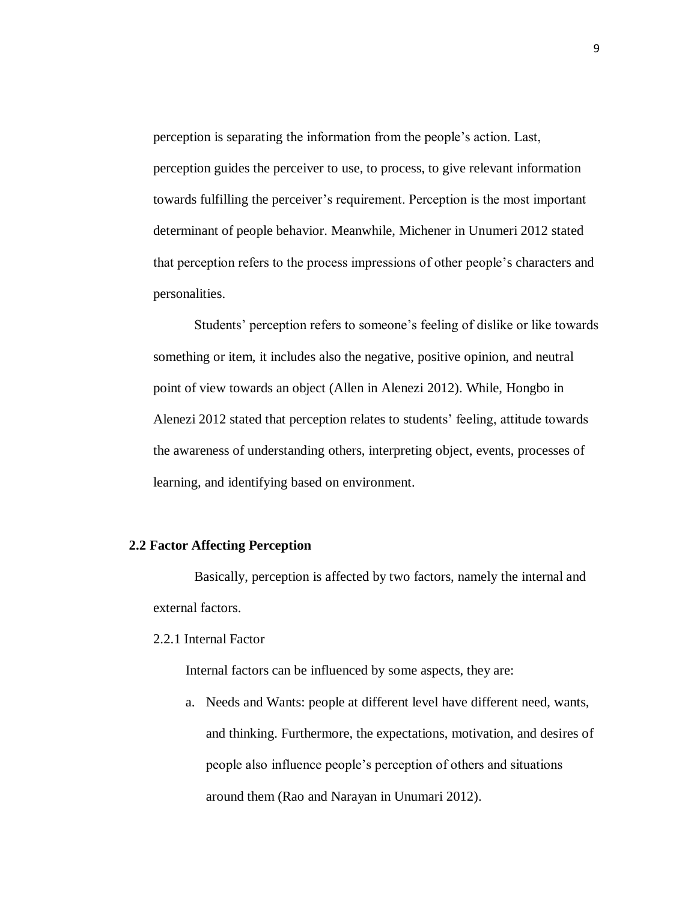perception is separating the information from the people's action. Last, perception guides the perceiver to use, to process, to give relevant information towards fulfilling the perceiver's requirement. Perception is the most important determinant of people behavior. Meanwhile, Michener in Unumeri 2012 stated that perception refers to the process impressions of other people's characters and personalities.

Students' perception refers to someone's feeling of dislike or like towards something or item, it includes also the negative, positive opinion, and neutral point of view towards an object (Allen in Alenezi 2012). While, Hongbo in Alenezi 2012 stated that perception relates to students' feeling, attitude towards the awareness of understanding others, interpreting object, events, processes of learning, and identifying based on environment.

## 2.2 Factor Affecting Perception

Basically, perception is affected by two factors, namely the internal and external factors.

### 2.2.1 Internal Factor

Internal factors can be influenced by some aspects, they are:

a. Needs and Wants: people at different level have different need, wants, and thinking. Furthermore, the expectations, motivation, and desires of people also influence people's perception of others and situations around them (Rao and Narayan in Unumari 2012).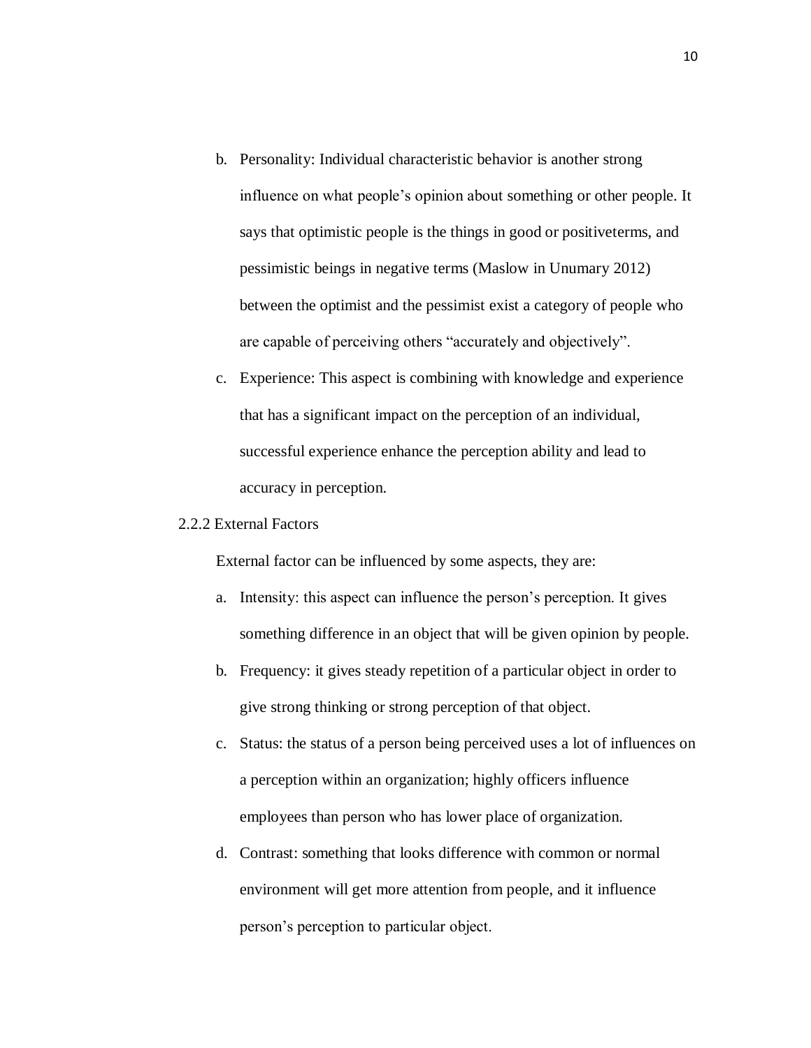b. Personality: Individual characteristic behavior is another strong influence on what people's opinion about something or other people. It says that optimistic people is the things in good or positiveterms, and pessimistic beings in negative terms (Maslow in Unumary 2012) between the optimist and the pessimist exist a category of people who are capable of perceiving others "accurately and objectively".

c. Experience: This aspect is combining with knowledge and experience that has a significant impact on the perception of an individual, successful experience enhance the perception ability and lead to accuracy in perception.

### 2.2.2 External Factors

External factor can be influenced by some aspects, they are:

a. Intensity: this aspect can influence the person's perception. It gives something difference in an object that will be given opinion by people.

b. Frequency: it gives steady repetition of a particular object in order to give strong thinking or strong perception of that object.

c. Status: the status of a person being perceived uses a lot of influences on a perception within an organization; highly officers influence employees than person who has lower place of organization.

d. Contrast: something that looks difference with common or normal environment will get more attention from people, and it influence person's perception to particular object.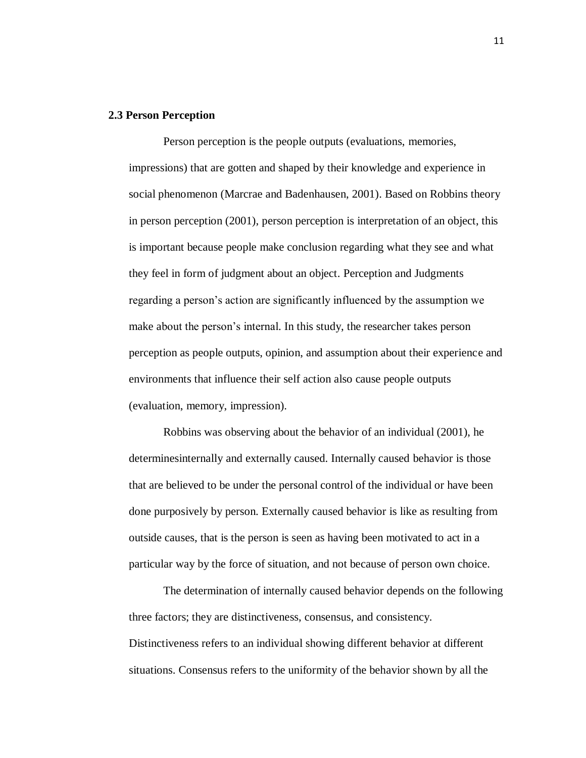## 2.3 Person Perception

Person perception is the people outputs (evaluations, memories, impressions) that are gotten and shaped by their knowledge and experience in social phenomenon (Marcrae and Badenhausen, 2001). Based on Robbins theory in person perception (2001), person perception is interpretation of an object, this is important because people make conclusion regarding what they see and what they feel in form of judgment about an object. Perception and Judgments regarding a person's action are significantly influenced by the assumption we make about the person's internal. In this study, the researcher takes person perception as people outputs, opinion, and assumption about their experience and environments that influence their self action also cause people outputs (evaluation, memory, impression).

Robbins was observing about the behavior of an individual (2001), he determinesinternally and externally caused. Internally caused behavior is those that are believed to be under the personal control of the individual or have been done purposively by person. Externally caused behavior is like as resulting from outside causes, that is the person is seen as having been motivated to act in a particular way by the force of situation, and not because of person own choice.

The determination of internally caused behavior depends on the following three factors; they are distinctiveness, consensus, and consistency. Distinctiveness refers to an individual showing different behavior at different situations. Consensus refers to the uniformity of the behavior shown by all the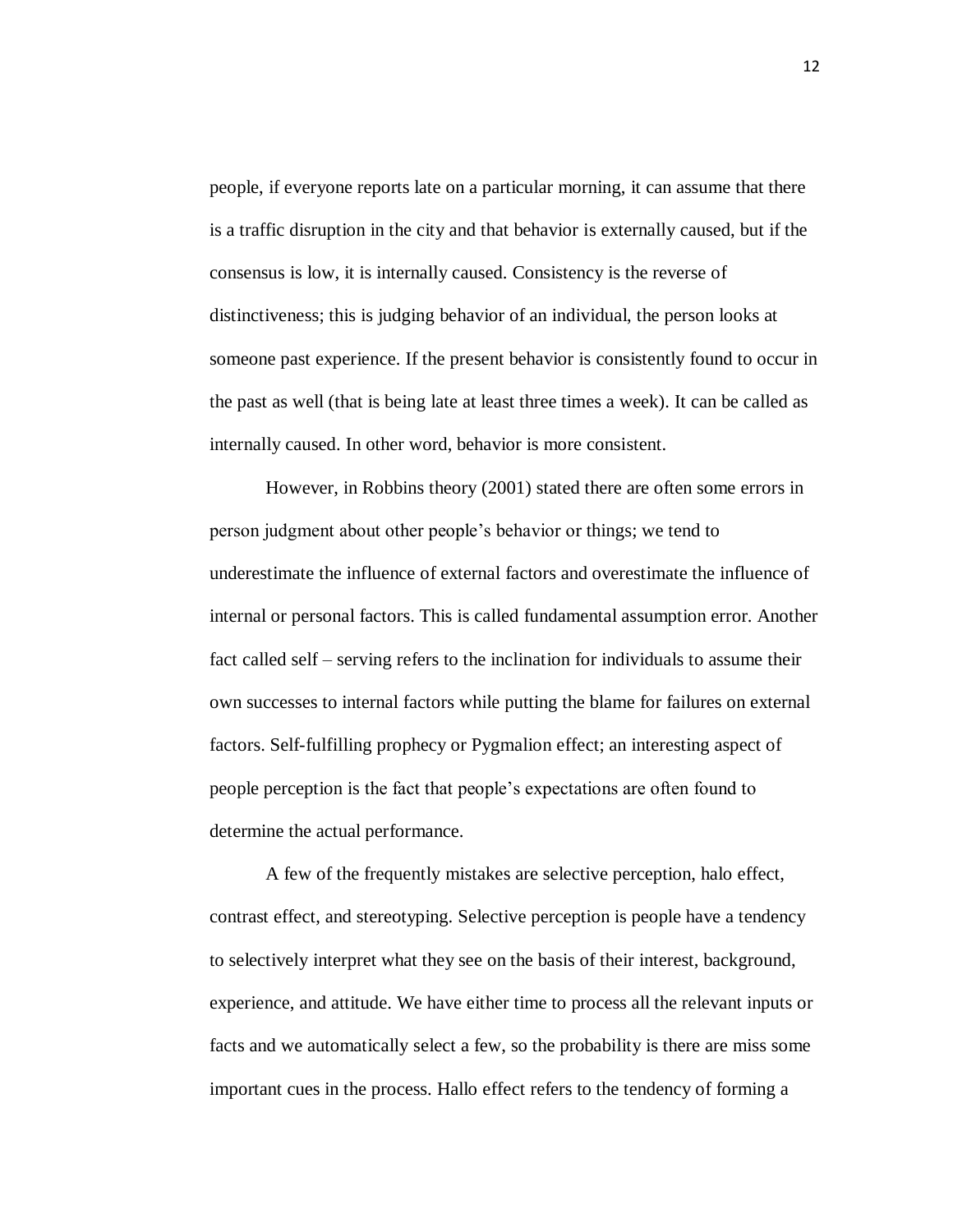people, if everyone reports late on a particular morning, it can assume that there is a traffic disruption in the city and that behavior is externally caused, but if the consensus is low, it is internally caused. Consistency is the reverse of distinctiveness; this is judging behavior of an individual, the person looks at someone past experience. If the present behavior is consistently found to occur in the past as well (that is being late at least three times a week). It can be called as internally caused. In other word, behavior is more consistent.

However, in Robbins theory (2001) stated there are often some errors in person judgment about other people's behavior or things; we tend to underestimate the influence of external factors and overestimate the influence of internal or personal factors. This is called fundamental assumption error. Another fact called self – serving refers to the inclination for individuals to assume their own successes to internal factors while putting the blame for failures on external factors. Self-fulfilling prophecy or Pygmalion effect; an interesting aspect of people perception is the fact that people's expectations are often found to determine the actual performance.

A few of the frequently mistakes are selective perception, halo effect, contrast effect, and stereotyping. Selective perception is people have a tendency to selectively interpret what they see on the basis of their interest, background, experience, and attitude. We have either time to process all the relevant inputs or facts and we automatically select a few, so the probability is there are miss some important cues in the process. Hallo effect refers to the tendency of forming a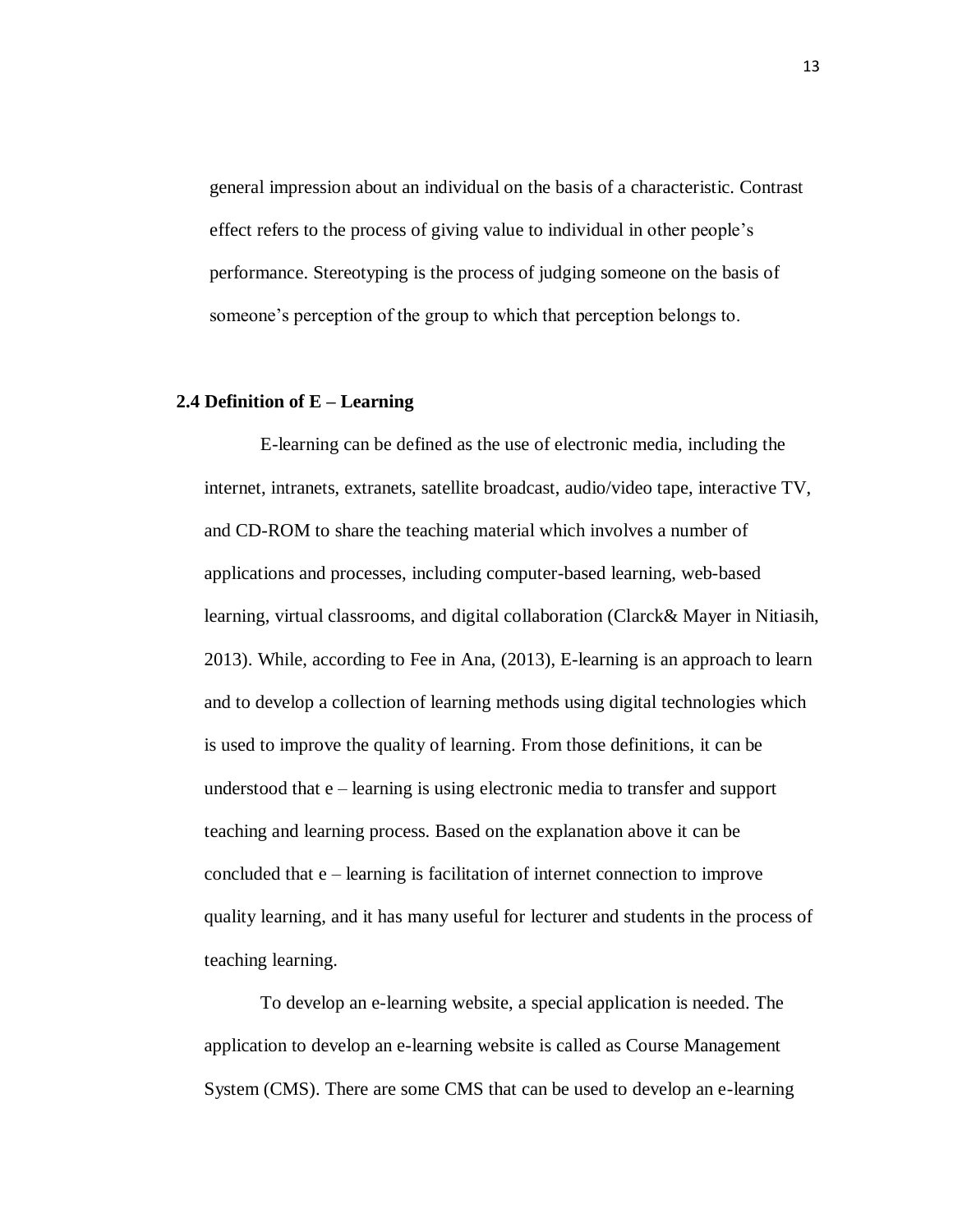general impression about an individual on the basis of a characteristic. Contrast effect refers to the process of giving value to individual in other people's performance. Stereotyping is the process of judging someone on the basis of someone's perception of the group to which that perception belongs to.

## 2.4 Definition of E – Learning

E-learning can be defined as the use of electronic media, including the internet, intranets, extranets, satellite broadcast, audio/video tape, interactive TV, and CD-ROM to share the teaching material which involves a number of applications and processes, including computer-based learning, web-based learning, virtual classrooms, and digital collaboration (Clarck& Mayer in Nitiasih, 2013). While, according to Fee in Ana, (2013), E-learning is an approach to learn and to develop a collection of learning methods using digital technologies which is used to improve the quality of learning. From those definitions, it can be understood that e – learning is using electronic media to transfer and support teaching and learning process. Based on the explanation above it can be concluded that e – learning is facilitation of internet connection to improve quality learning, and it has many useful for lecturer and students in the process of teaching learning.

To develop an e-learning website, a special application is needed. The application to develop an e-learning website is called as Course Management System (CMS). There are some CMS that can be used to develop an e-learning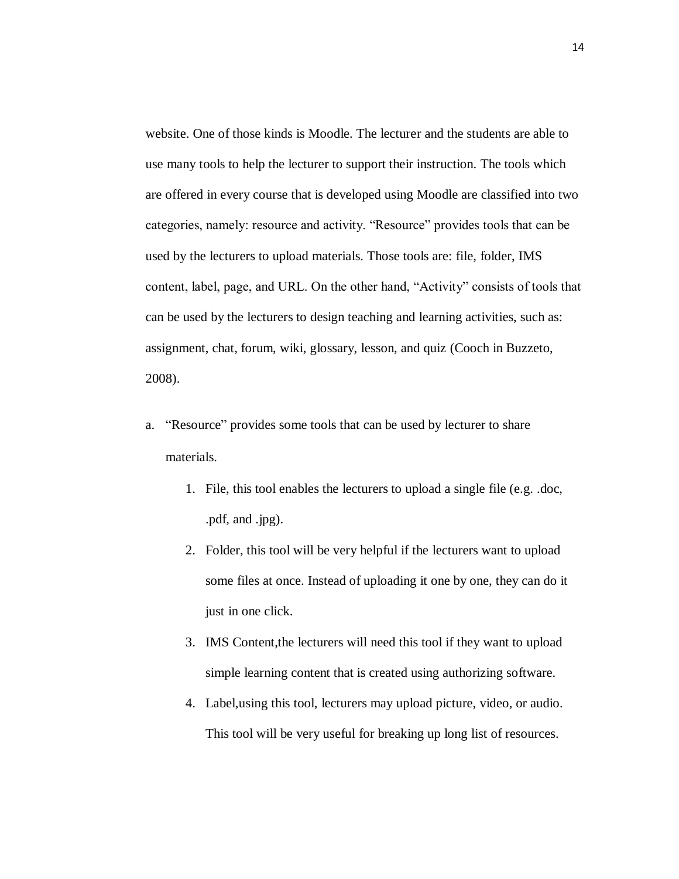website. One of those kinds is Moodle. The lecturer and the students are able to use many tools to help the lecturer to support their instruction. The tools which are offered in every course that is developed using Moodle are classified into two categories, namely: resource and activity. "Resource" provides tools that can be used by the lecturers to upload materials. Those tools are: file, folder, IMS content, label, page, and URL. On the other hand, "Activity" consists of tools that can be used by the lecturers to design teaching and learning activities, such as: assignment, chat, forum, wiki, glossary, lesson, and quiz (Cooch in Buzzeto, 2008).

a. "Resource" provides some tools that can be used by lecturer to share materials.

    1. File, this tool enables the lecturers to upload a single file (e.g. .doc, .pdf, and .jpg).
    2. Folder, this tool will be very helpful if the lecturers want to upload some files at once. Instead of uploading it one by one, they can do it just in one click.
    3. IMS Content,the lecturers will need this tool if they want to upload simple learning content that is created using authorizing software.
    4. Label,using this tool, lecturers may upload picture, video, or audio. This tool will be very useful for breaking up long list of resources.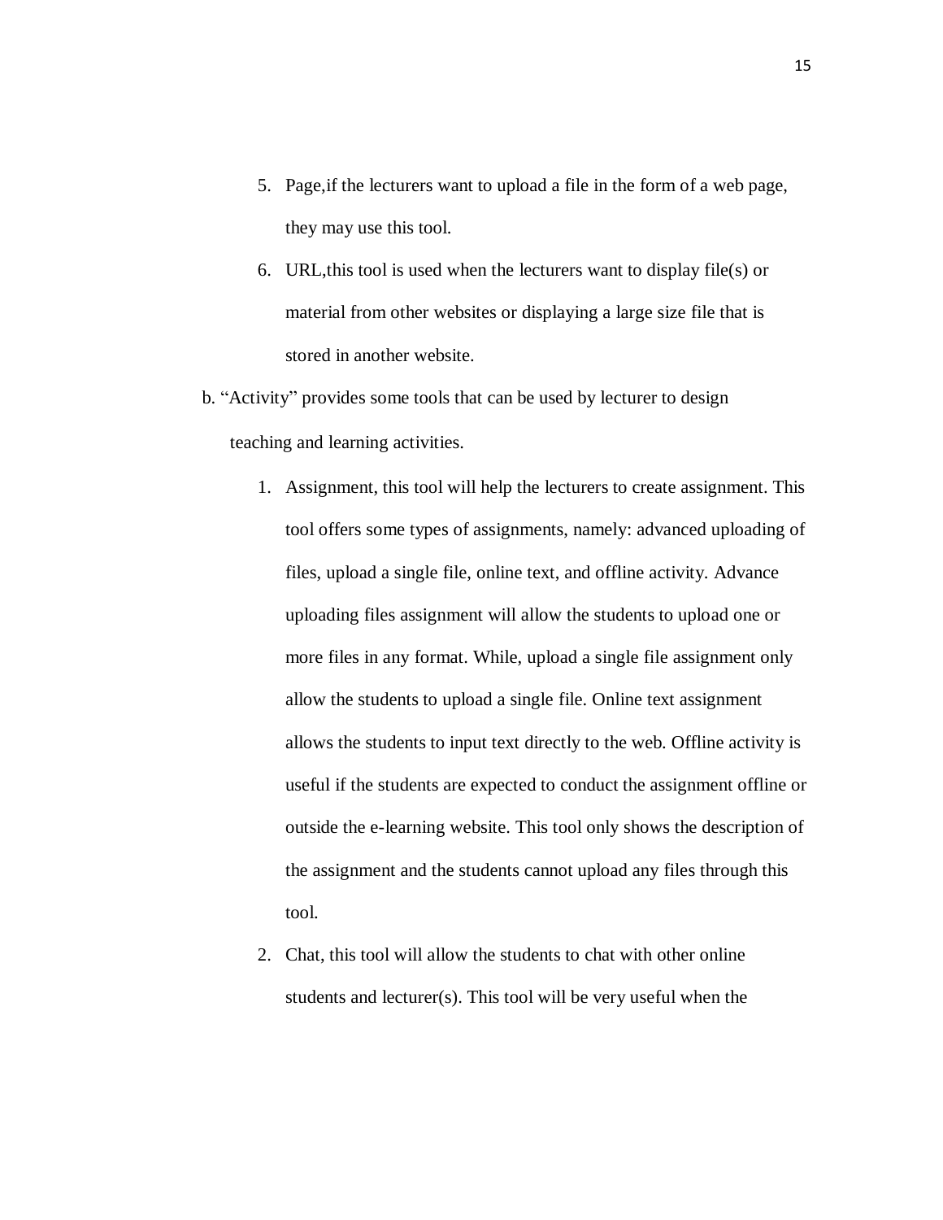5. Page,if the lecturers want to upload a file in the form of a web page, they may use this tool.
6. URL,this tool is used when the lecturers want to display file(s) or material from other websites or displaying a large size file that is stored in another website.

b. "Activity" provides some tools that can be used by lecturer to design teaching and learning activities.

1. Assignment, this tool will help the lecturers to create assignment. This tool offers some types of assignments, namely: advanced uploading of files, upload a single file, online text, and offline activity. Advance uploading files assignment will allow the students to upload one or more files in any format. While, upload a single file assignment only allow the students to upload a single file. Online text assignment allows the students to input text directly to the web. Offline activity is useful if the students are expected to conduct the assignment offline or outside the e-learning website. This tool only shows the description of the assignment and the students cannot upload any files through this tool.
2. Chat, this tool will allow the students to chat with other online students and lecturer(s). This tool will be very useful when the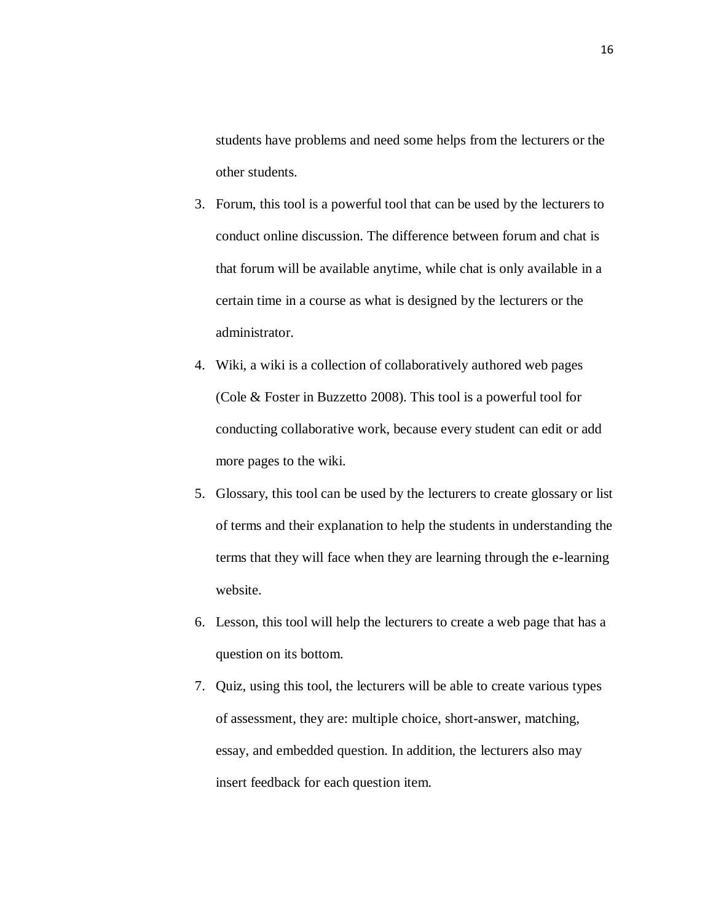students have problems and need some helps from the lecturers or the other students.

3. Forum, this tool is a powerful tool that can be used by the lecturers to conduct online discussion. The difference between forum and chat is that forum will be available anytime, while chat is only available in a certain time in a course as what is designed by the lecturers or the administrator.
4. Wiki, a wiki is a collection of collaboratively authored web pages (Cole & Foster in Buzzetto 2008). This tool is a powerful tool for conducting collaborative work, because every student can edit or add more pages to the wiki.
5. Glossary, this tool can be used by the lecturers to create glossary or list of terms and their explanation to help the students in understanding the terms that they will face when they are learning through the e-learning website.
6. Lesson, this tool will help the lecturers to create a web page that has a question on its bottom.
7. Quiz, using this tool, the lecturers will be able to create various types of assessment, they are: multiple choice, short-answer, matching, essay, and embedded question. In addition, the lecturers also may insert feedback for each question item.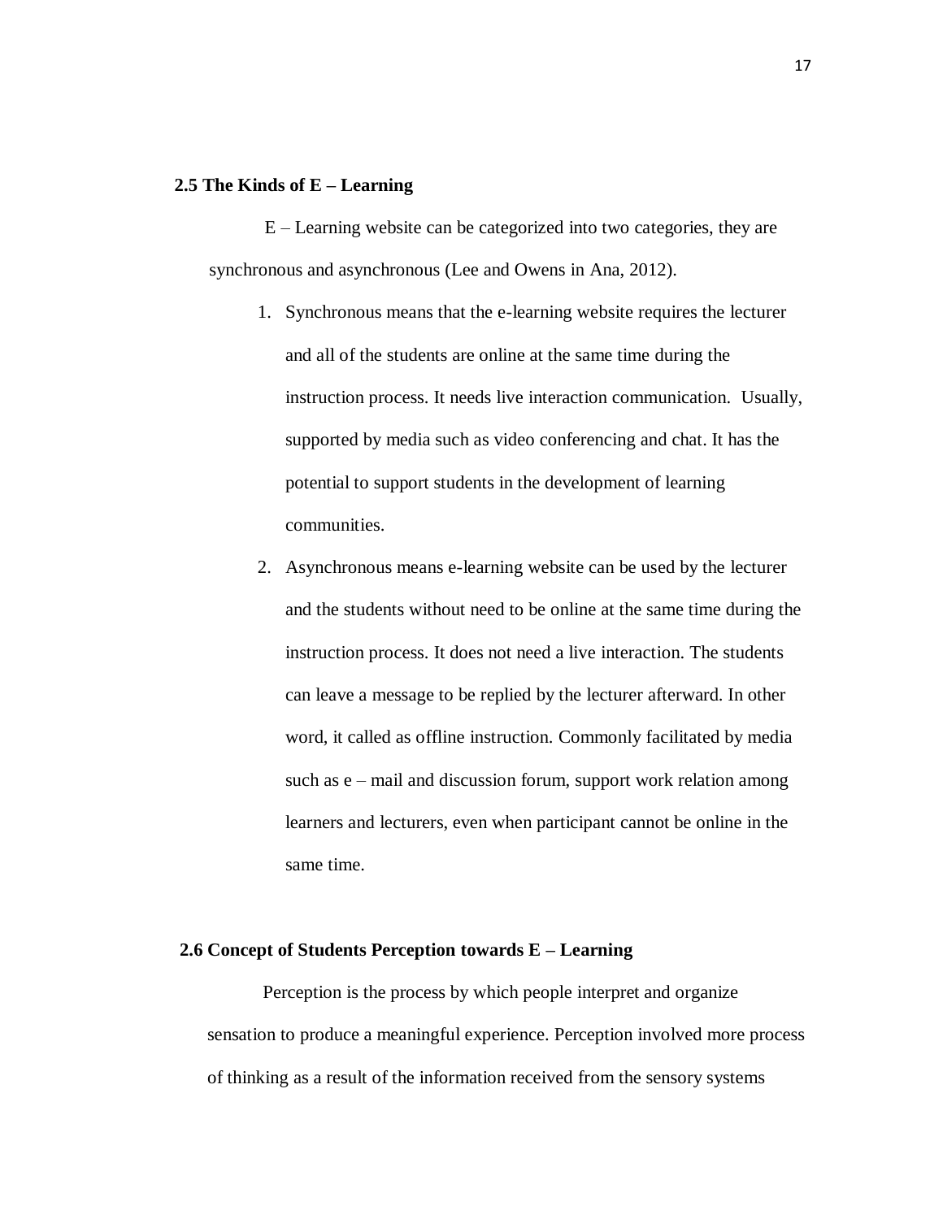## 2.5 The Kinds of E – Learning

E – Learning website can be categorized into two categories, they are synchronous and asynchronous (Lee and Owens in Ana, 2012).

1. Synchronous means that the e-learning website requires the lecturer and all of the students are online at the same time during the instruction process. It needs live interaction communication. Usually, supported by media such as video conferencing and chat. It has the potential to support students in the development of learning communities.
2. Asynchronous means e-learning website can be used by the lecturer and the students without need to be online at the same time during the instruction process. It does not need a live interaction. The students can leave a message to be replied by the lecturer afterward. In other word, it called as offline instruction. Commonly facilitated by media such as e – mail and discussion forum, support work relation among learners and lecturers, even when participant cannot be online in the same time.

## 2.6 Concept of Students Perception towards E – Learning

Perception is the process by which people interpret and organize sensation to produce a meaningful experience. Perception involved more process of thinking as a result of the information received from the sensory systems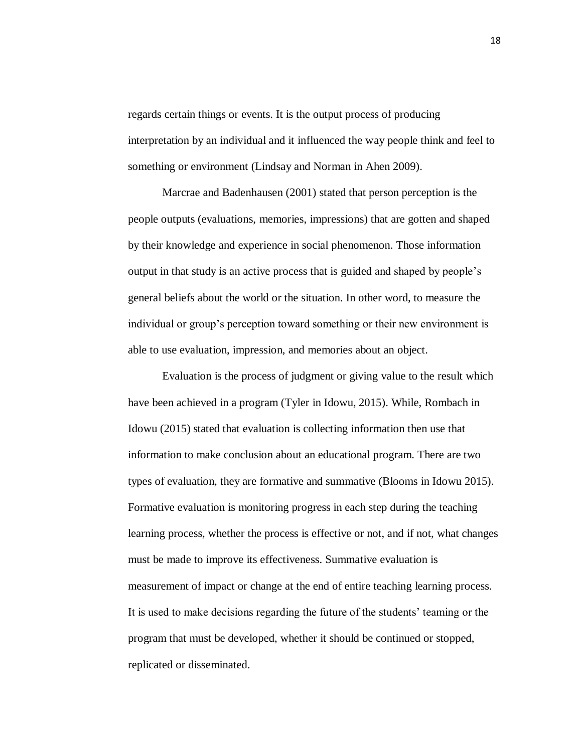regards certain things or events. It is the output process of producing interpretation by an individual and it influenced the way people think and feel to something or environment (Lindsay and Norman in Ahen 2009).

Marcrae and Badenhausen (2001) stated that person perception is the people outputs (evaluations, memories, impressions) that are gotten and shaped by their knowledge and experience in social phenomenon. Those information output in that study is an active process that is guided and shaped by people's general beliefs about the world or the situation. In other word, to measure the individual or group's perception toward something or their new environment is able to use evaluation, impression, and memories about an object.

Evaluation is the process of judgment or giving value to the result which have been achieved in a program (Tyler in Idowu, 2015). While, Rombach in Idowu (2015) stated that evaluation is collecting information then use that information to make conclusion about an educational program. There are two types of evaluation, they are formative and summative (Blooms in Idowu 2015). Formative evaluation is monitoring progress in each step during the teaching learning process, whether the process is effective or not, and if not, what changes must be made to improve its effectiveness. Summative evaluation is measurement of impact or change at the end of entire teaching learning process. It is used to make decisions regarding the future of the students' teaming or the program that must be developed, whether it should be continued or stopped, replicated or disseminated.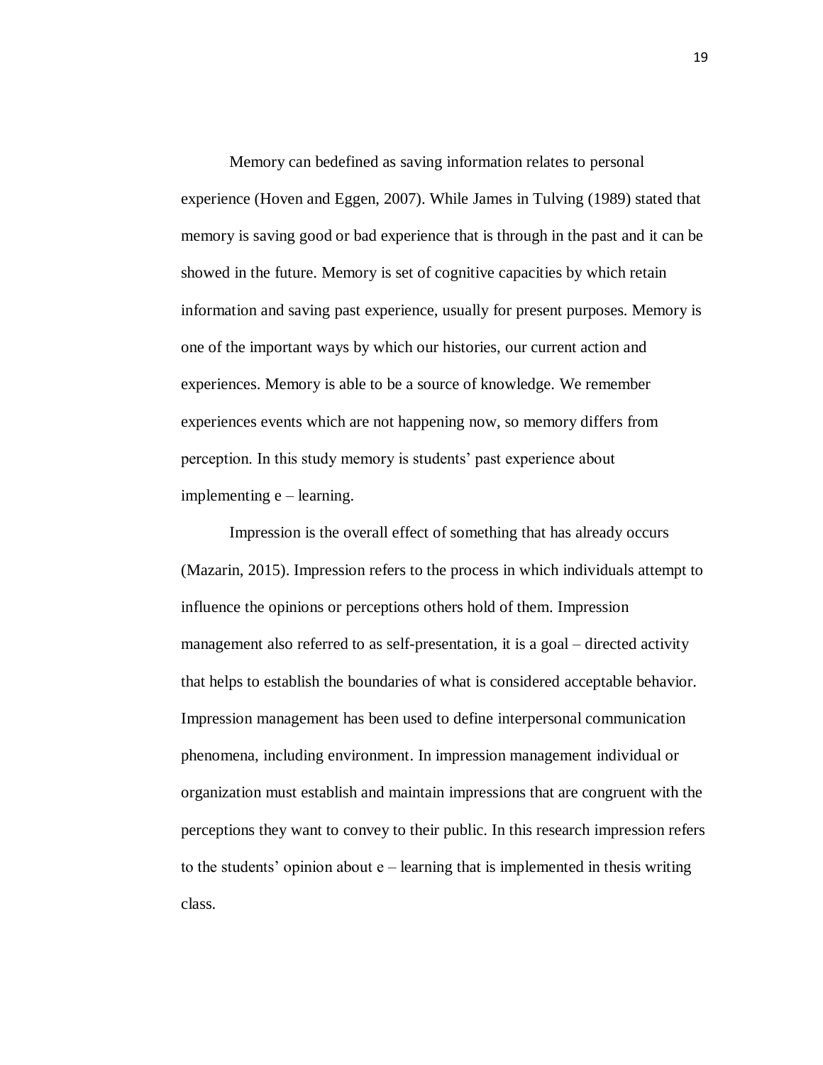Memory can bedefined as saving information relates to personal experience (Hoven and Eggen, 2007). While James in Tulving (1989) stated that memory is saving good or bad experience that is through in the past and it can be showed in the future. Memory is set of cognitive capacities by which retain information and saving past experience, usually for present purposes. Memory is one of the important ways by which our histories, our current action and experiences. Memory is able to be a source of knowledge. We remember experiences events which are not happening now, so memory differs from perception. In this study memory is students' past experience about implementing e – learning.

Impression is the overall effect of something that has already occurs (Mazarin, 2015). Impression refers to the process in which individuals attempt to influence the opinions or perceptions others hold of them. Impression management also referred to as self-presentation, it is a goal – directed activity that helps to establish the boundaries of what is considered acceptable behavior. Impression management has been used to define interpersonal communication phenomena, including environment. In impression management individual or organization must establish and maintain impressions that are congruent with the perceptions they want to convey to their public. In this research impression refers to the students' opinion about e – learning that is implemented in thesis writing class.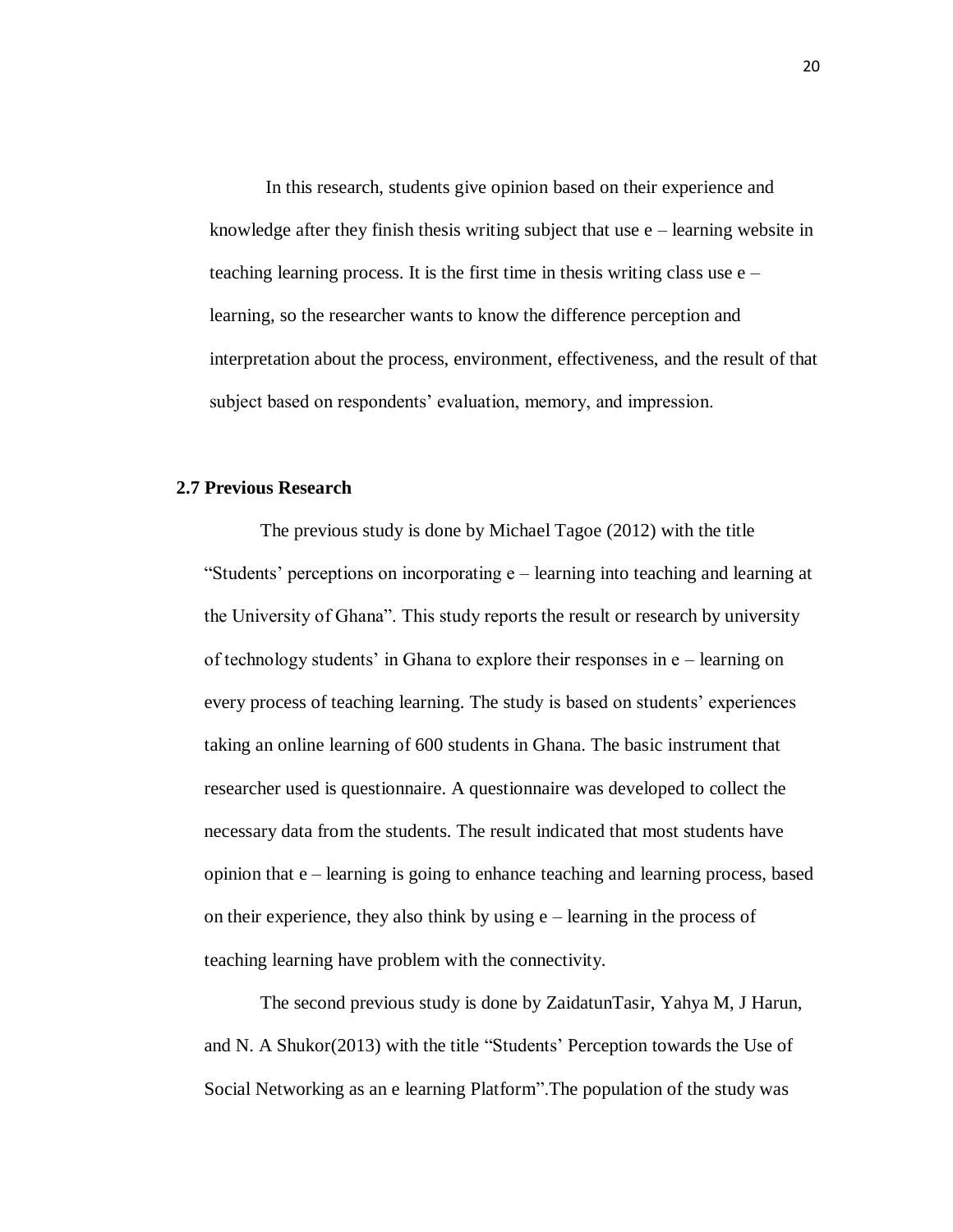In this research, students give opinion based on their experience and knowledge after they finish thesis writing subject that use e – learning website in teaching learning process. It is the first time in thesis writing class use e – learning, so the researcher wants to know the difference perception and interpretation about the process, environment, effectiveness, and the result of that subject based on respondents' evaluation, memory, and impression.

## 2.7 Previous Research

The previous study is done by Michael Tagoe (2012) with the title "Students' perceptions on incorporating e – learning into teaching and learning at the University of Ghana". This study reports the result or research by university of technology students' in Ghana to explore their responses in e – learning on every process of teaching learning. The study is based on students' experiences taking an online learning of 600 students in Ghana. The basic instrument that researcher used is questionnaire. A questionnaire was developed to collect the necessary data from the students. The result indicated that most students have opinion that e – learning is going to enhance teaching and learning process, based on their experience, they also think by using e – learning in the process of teaching learning have problem with the connectivity.

The second previous study is done by ZaidatunTasir, Yahya M, J Harun, and N. A Shukor(2013) with the title "Students' Perception towards the Use of Social Networking as an e learning Platform".The population of the study was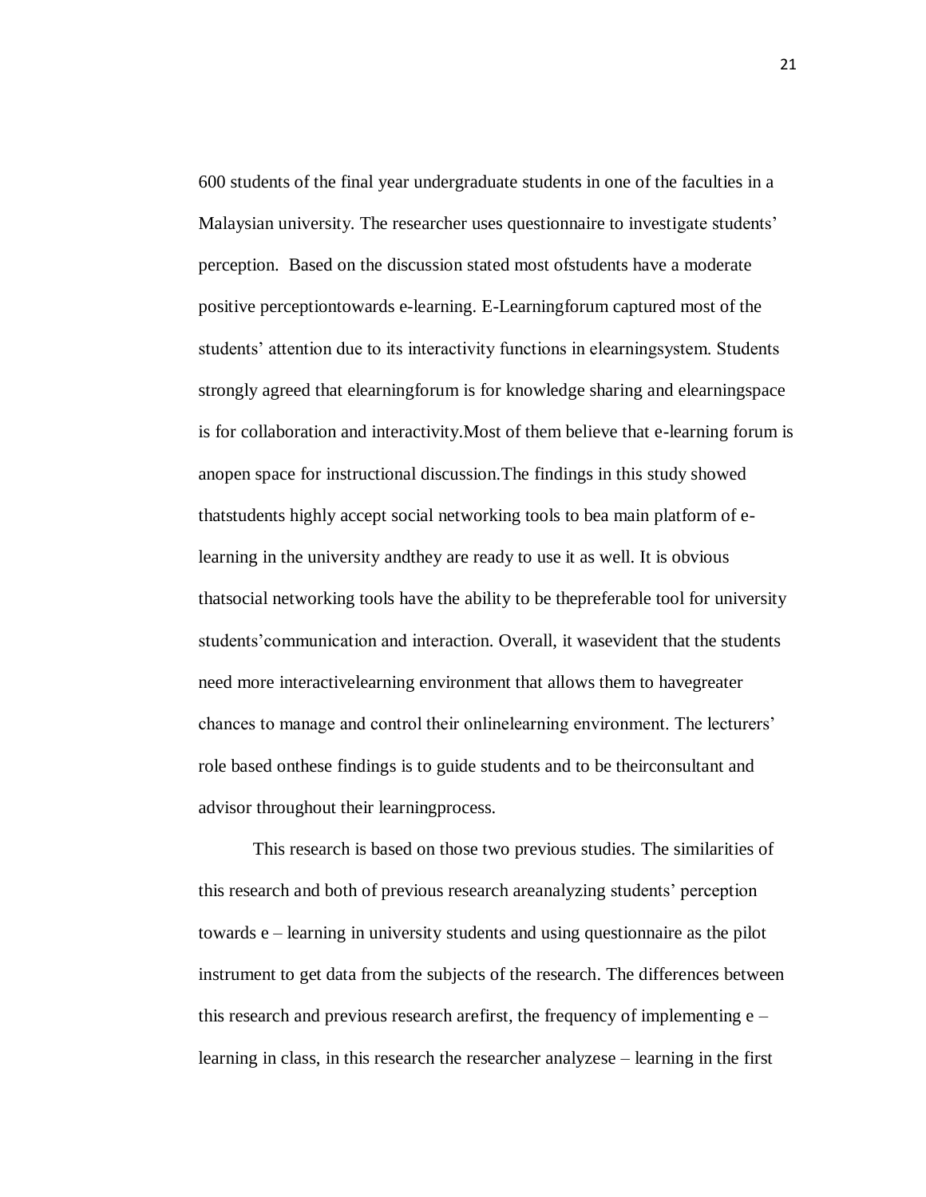600 students of the final year undergraduate students in one of the faculties in a Malaysian university. The researcher uses questionnaire to investigate students' perception. Based on the discussion stated most ofstudents have a moderate positive perceptiontowards e-learning. E-Learningforum captured most of the students' attention due to its interactivity functions in elearningsystem. Students strongly agreed that elearningforum is for knowledge sharing and elearningspace is for collaboration and interactivity.Most of them believe that e-learning forum is anopen space for instructional discussion.The findings in this study showed thatstudents highly accept social networking tools to bea main platform of e-learning in the university andthey are ready to use it as well. It is obvious thatsocial networking tools have the ability to be thepreferable tool for university students'communication and interaction. Overall, it wasevident that the students need more interactivelearning environment that allows them to havegreater chances to manage and control their onlinelearning environment. The lecturers' role based onthese findings is to guide students and to be theirconsultant and advisor throughout their learningprocess.

This research is based on those two previous studies. The similarities of this research and both of previous research areanalyzing students' perception towards e – learning in university students and using questionnaire as the pilot instrument to get data from the subjects of the research. The differences between this research and previous research arefirst, the frequency of implementing e – learning in class, in this research the researcher analyzese – learning in the first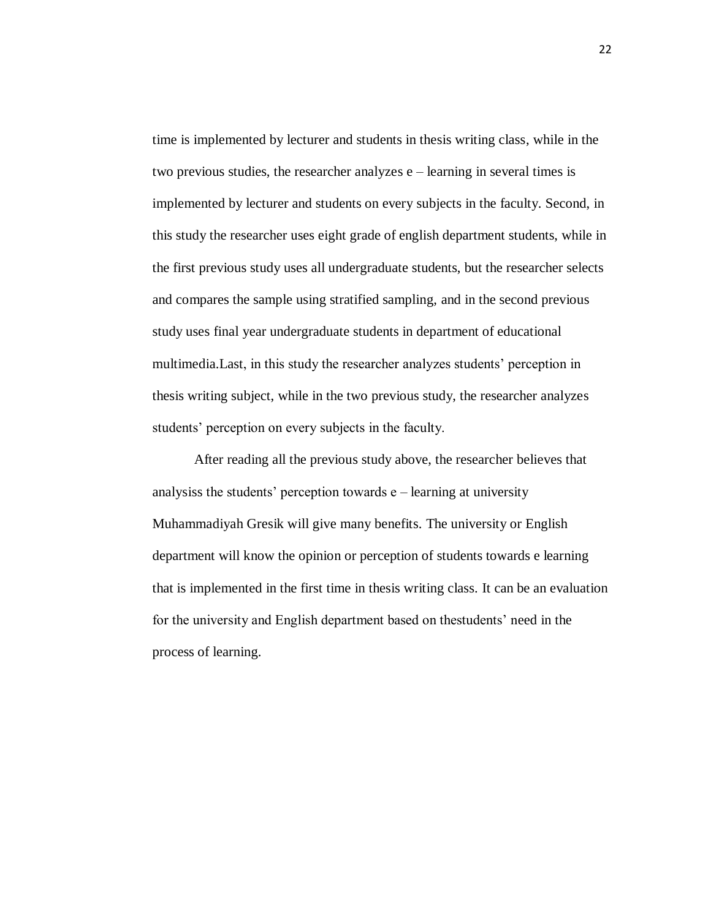time is implemented by lecturer and students in thesis writing class, while in the two previous studies, the researcher analyzes e – learning in several times is implemented by lecturer and students on every subjects in the faculty. Second, in this study the researcher uses eight grade of english department students, while in the first previous study uses all undergraduate students, but the researcher selects and compares the sample using stratified sampling, and in the second previous study uses final year undergraduate students in department of educational multimedia.Last, in this study the researcher analyzes students' perception in thesis writing subject, while in the two previous study, the researcher analyzes students' perception on every subjects in the faculty.

After reading all the previous study above, the researcher believes that analysiss the students' perception towards e – learning at university Muhammadiyah Gresik will give many benefits. The university or English department will know the opinion or perception of students towards e learning that is implemented in the first time in thesis writing class. It can be an evaluation for the university and English department based on thestudents' need in the process of learning.